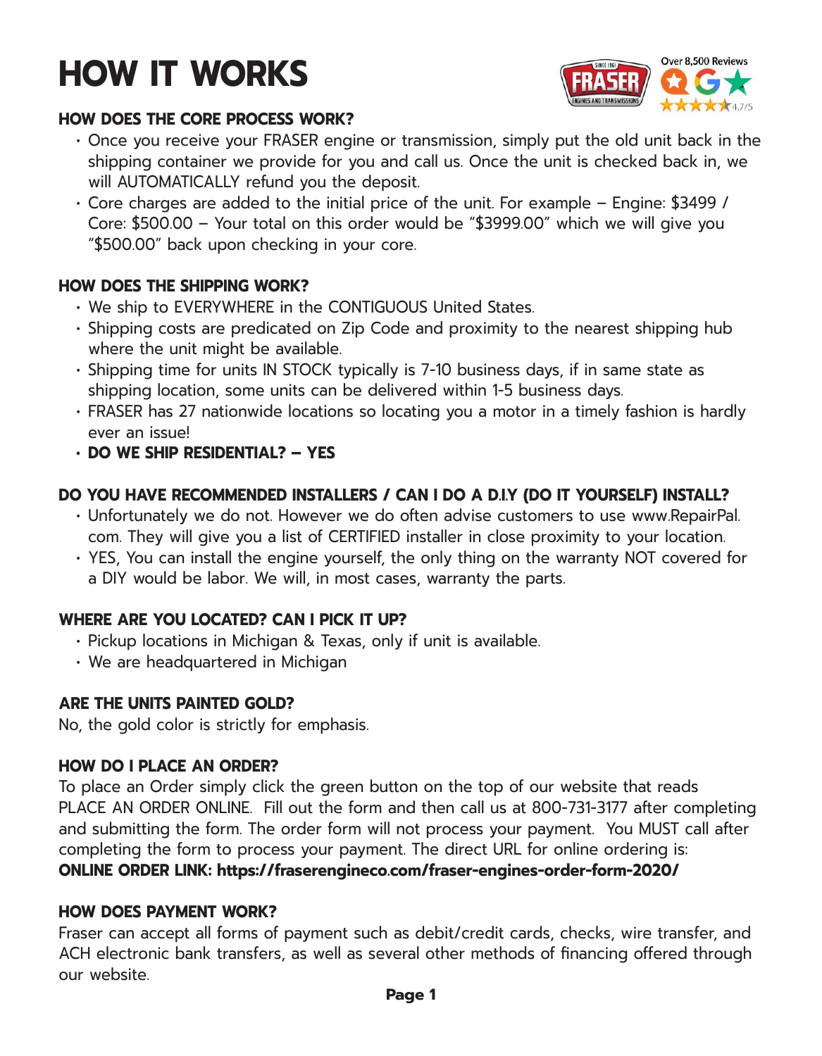# HOW IT WORKS

Over 8,500 Reviews

4.7/5

### HOW DOES THE CORE PROCESS WORK?

- Once you receive your FRASER engine or transmission, simply put the old unit back in the shipping container we provide for you and call us. Once the unit is checked back in, we will AUTOMATICALLY refund you the deposit.
- Core charges are added to the initial price of the unit. For example – Engine: $3499 / Core: $500.00 – Your total on this order would be "$3999.00" which we will give you "$500.00" back upon checking in your core.

### HOW DOES THE SHIPPING WORK?

- We ship to EVERYWHERE in the CONTIGUOUS United States.
- Shipping costs are predicated on Zip Code and proximity to the nearest shipping hub where the unit might be available.
- Shipping time for units IN STOCK typically is 7-10 business days, if in same state as shipping location, some units can be delivered within 1-5 business days.
- FRASER has 27 nationwide locations so locating you a motor in a timely fashion is hardly ever an issue!
- **DO WE SHIP RESIDENTIAL? – YES**

### DO YOU HAVE RECOMMENDED INSTALLERS / CAN I DO A D.I.Y (DO IT YOURSELF) INSTALL?

- Unfortunately we do not. However we do often advise customers to use www.RepairPal.com. They will give you a list of CERTIFIED installer in close proximity to your location.
- YES, You can install the engine yourself, the only thing on the warranty NOT covered for a DIY would be labor. We will, in most cases, warranty the parts.

### WHERE ARE YOU LOCATED? CAN I PICK IT UP?

- Pickup locations in Michigan & Texas, only if unit is available.
- We are headquartered in Michigan

### ARE THE UNITS PAINTED GOLD?

No, the gold color is strictly for emphasis.

### HOW DO I PLACE AN ORDER?

To place an Order simply click the green button on the top of our website that reads PLACE AN ORDER ONLINE. Fill out the form and then call us at 800-731-3177 after completing and submitting the form. The order form will not process your payment. You MUST call after completing the form to process your payment. The direct URL for online ordering is:
**ONLINE ORDER LINK: https://fraserengineco.com/fraser-engines-order-form-2020/**

### HOW DOES PAYMENT WORK?

Fraser can accept all forms of payment such as debit/credit cards, checks, wire transfer, and ACH electronic bank transfers, as well as several other methods of financing offered through our website.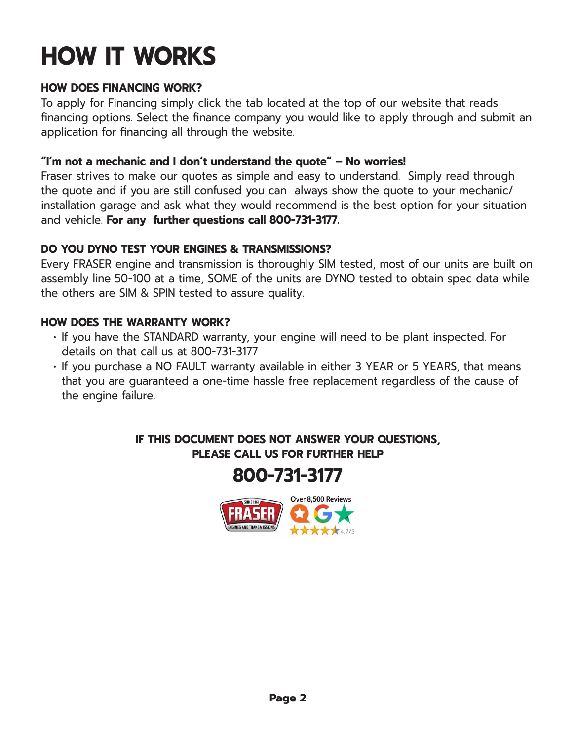# HOW IT WORKS

### HOW DOES FINANCING WORK?

To apply for Financing simply click the tab located at the top of our website that reads financing options. Select the finance company you would like to apply through and submit an application for financing all through the website.

### "I'm not a mechanic and I don't understand the quote" – No worries!

Fraser strives to make our quotes as simple and easy to understand. Simply read through the quote and if you are still confused you can always show the quote to your mechanic/ installation garage and ask what they would recommend is the best option for your situation and vehicle. **For any further questions call 800-731-3177.**

### DO YOU DYNO TEST YOUR ENGINES & TRANSMISSIONS?

Every FRASER engine and transmission is thoroughly SIM tested, most of our units are built on assembly line 50-100 at a time, SOME of the units are DYNO tested to obtain spec data while the others are SIM & SPIN tested to assure quality.

### HOW DOES THE WARRANTY WORK?

- If you have the STANDARD warranty, your engine will need to be plant inspected. For details on that call us at 800-731-3177
- If you purchase a NO FAULT warranty available in either 3 YEAR or 5 YEARS, that means that you are guaranteed a one-time hassle free replacement regardless of the cause of the engine failure.

**IF THIS DOCUMENT DOES NOT ANSWER YOUR QUESTIONS, PLEASE CALL US FOR FURTHER HELP**

## 800-731-3177

SINCE 1961 FRASER ENGINES AND TRANSMISSIONS

Over 8,500 Reviews

4.7/5